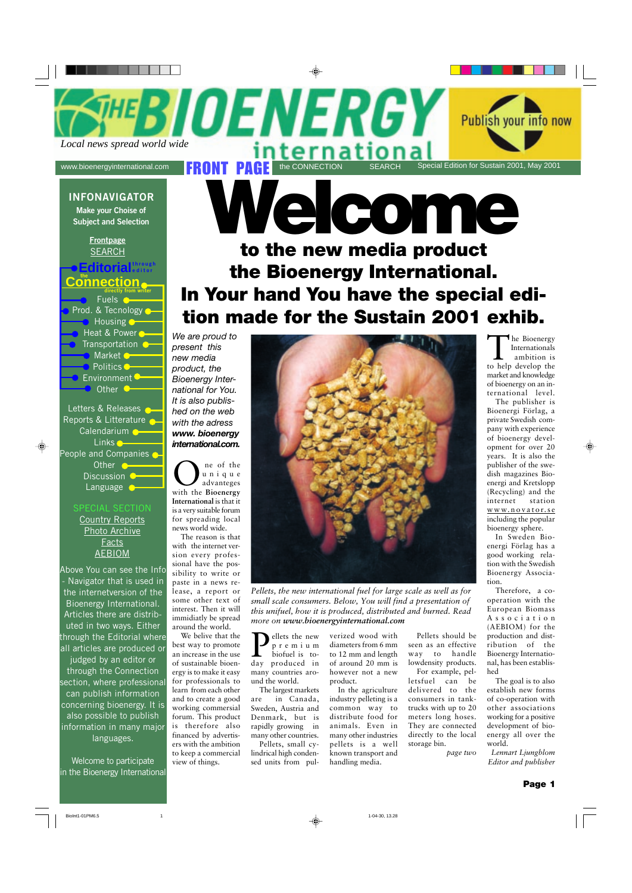# THE BIOENERGY international

*Local news spread world wide*

Publish your info now

www.bioenergyinternational.com | FRONT PAGE | the CONNECTION | SEARCH | Special Edition for Sustain 2001, May 2001

## INFONAVIGATOR

**Make your Choise of Subject and Selection**

Frontpage
SEARCH

Editorial through editor
the Connection directly from writer

- Fuels
- Prod. & Tecnology
- Housing
- Heat & Power
- Transportation
- Market
- Politics
- Environment
- Other

- Letters & Releases
- Reports & Litterature
- Calendarium
- Links
- People and Companies
- Other
- Discussion
- Language

SPECIAL SECTION

Country Reports
Photo Archive
Facts
AEBIOM

Above You can see the Info - Navigator that is used in the internetversion of the Bioenergy International. Articles there are distributed in two ways. Either through the Editorial where all articles are produced or judged by an editor or through the Connection section, where professional can publish information concerning bioenergy. It is also possible to publish information in many major languages.

Welcome to participate in the Bioenergy International

# Welcome

## to the new media product the Bioenergy International. In Your hand You have the special edition made for the Sustain 2001 exhib.

*We are proud to present this new media product, the Bioenergy International for You. It is also published on the web with the adress* ***www. bioenergy international.com.***

One of the unique advanteges with the **Bioenergy International** is that it is a very suitable forum for spreading local news world wide.

The reason is that with the internet version every professional have the possibility to write or paste in a news release, a report or some other text of interest. Then it will immidiatly be spread around the world.

We belive that the best way to promote an increase in the use of sustainable bioenergy is to make it easy for professionals to learn from each other and to create a good working commercial forum. This product is therefore also financed by advertisers with the ambition to keep a commercial view of things.

*Pellets, the new international fuel for large scale as well as for small scale consumers. Below, You will find a presentation of this unifuel, how it is produced, distributed and burned. Read more on* ***www.bioenergyinternational.com***

Pellets the new premium biofuel is today produced in many countries around the world.

The largest markets are in Canada, Sweden, Austria and Denmark, but is rapidly growing in many other countries.

Pellets, small cylindrical high condensed units from pulverized wood with diameters from 6 mm to 12 mm and length of around 20 mm is however not a new product.

In the agriculture industry pelleting is a common way to distribute food for animals. Even in many other industries pellets is a well known transport and handling media.

Pellets should be seen as an effective way to handle lowdensity products.

For example, pelletsfuel can be delivered to the consumers in tanktrucks with up to 20 meters long hoses. They are connected directly to the local storage bin.

*page two*

The Bioenergy Internationals ambition is to help develop the market and knowledge of bioenergy on an international level. The publisher is Bioenergi Förlag, a private Swedish company with experience of bioenergy development for over 20 years. It is also the publisher of the swedish magazines Bioenergi and Kretslopp (Recycling) and the internet station www.novator.se including the popular bioenergy sphere.

In Sweden Bioenergi Förlag has a good working relation with the Swedish Bioenergy Association.

Therefore, a cooperation with the European Biomass Association (AEBIOM) for the production and distribution of the Bioenergy International, has been established

The goal is to also establish new forms of co-operation with other associations working for a positive development of bioenergy all over the world.

*Lennart Ljungblom*
*Editor and publisher*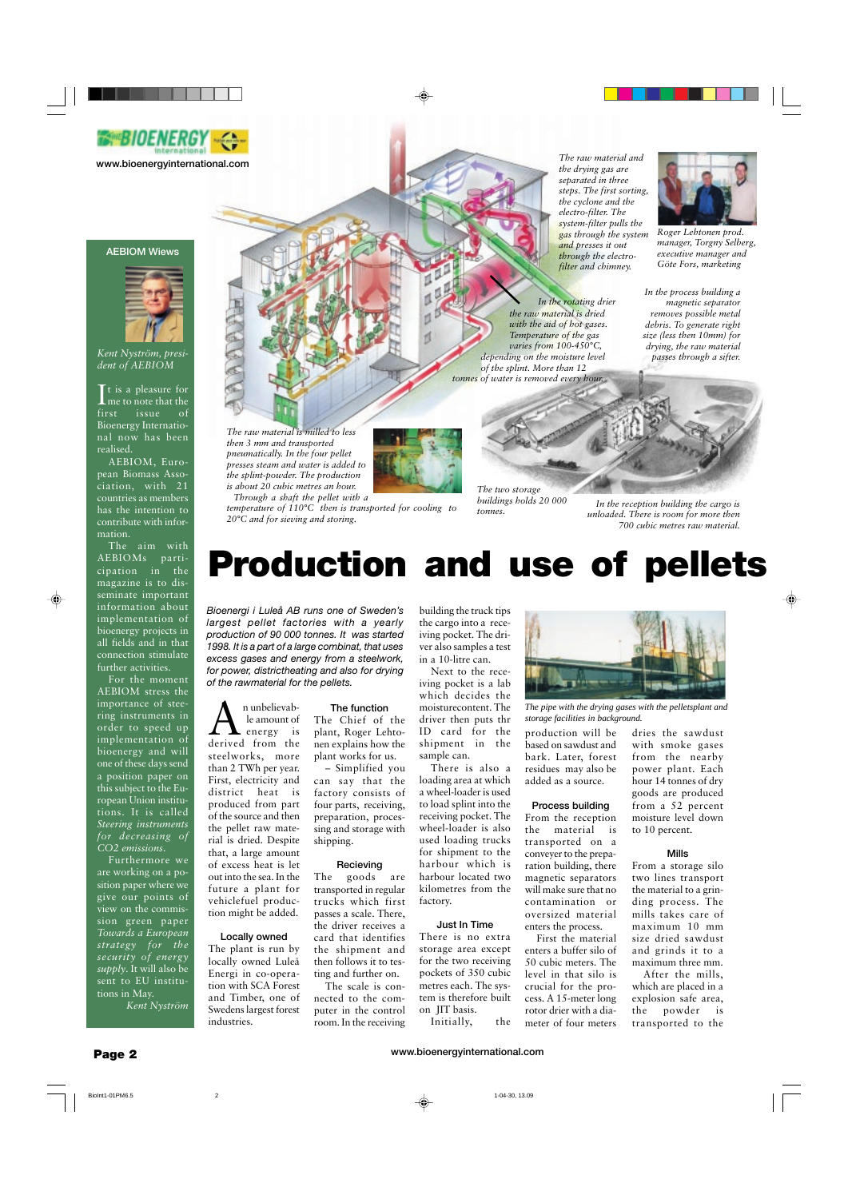## AEBIOM Wiews

*Kent Nyström, president of AEBIOM*

It is a pleasure for me to note that the first issue of Bioenergy International now has been realised.

AEBIOM, European Biomass Association, with 21 countries as members has the intention to contribute with information.

The aim with AEBIOMs participation in the magazine is to disseminate important information about implementation of bioenergy projects in all fields and in that connection stimulate further activities.

For the moment AEBIOM stress the importance of steering instruments in order to speed up implementation of bioenergy and will one of these days send a position paper on this subject to the European Union institutions. It is called *Steering instruments for decreasing of CO2 emissions*.

Furthermore we are working on a position paper where we give our points of view on the commission green paper *Towards a European strategy for the security of energy supply*. It will also be sent to EU institutions in May.

*Kent Nyström*

*The raw material and the drying gas are separated in three steps. The first sorting, the cyclone and the electro-filter. The system-filter pulls the gas through the system and presses it out through the electro-filter and chimney.*

*Roger Lehtonen prod. manager, Torgny Selberg, executive manager and Göte Fors, marketing*

*In the rotating drier the raw material is dried with the aid of hot gases. Temperature of the gas varies from 100-450°C, depending on the moisture level of the splint. More than 12 tonnes of water is removed every hour.*

*In the process building a magnetic separator removes possible metal debris. To generate right size (less then 10mm) for drying, the raw material passes through a sifter.*

*The raw material is milled to less then 3 mm and transported pneumatically. In the four pellet presses steam and water is added to the splint-powder. The production is about 20 cubic metres an hour. Through a shaft the pellet with a temperature of 110°C then is transported for cooling to 20°C and for sieving and storing.*

*The two storage buildings holds 20 000 tonnes.*

*In the reception building the cargo is unloaded. There is room for more then 700 cubic metres raw material.*

# Production and use of pellets

*Bioenergi i Luleå AB runs one of Sweden's largest pellet factories with a yearly production of 90 000 tonnes. It was started 1998. It is a part of a large combinat, that uses excess gases and energy from a steelwork, for power, districtheating and also for drying of the rawmaterial for the pellets.*

An unbelievable amount of energy is derived from the steelworks, more than 2 TWh per year. First, electricity and district heat is produced from part of the source and then the pellet raw material is dried. Despite that, a large amount of excess heat is let out into the sea. In the future a plant for vehicle fuel production might be added.

### Locally owned

The plant is run by locally owned Luleå Energi in co-operation with SCA Forest and Timber, one of Swedens largest forest industries.

### The function

The Chief of the plant, Roger Lehtonen explains how the plant works for us.

– Simplified you can say that the factory consists of four parts, receiving, preparation, processing and storage with shipping.

### Recieving

The goods are transported in regular trucks which first passes a scale. There, the driver receives a card that identifies the shipment and then follows it to testing and further on.

The scale is connected to the computer in the control room. In the receiving building the truck tips the cargo into a receiving pocket. The driver also samples a test in a 10-litre can.

Next to the receiving pocket is a lab which decides the moisturecontent. The driver then puts thr ID card for the shipment in the sample can.

There is also a loading area at which a wheel-loader is used to load splint into the receiving pocket. The wheel-loader is also used loading trucks for shipment to the harbour which is harbour located two kilometres from the factory.

### Just In Time

There is no extra storage area except for the two receiving pockets of 350 cubic metres each. The system is therefore built on JIT basis.

Initially, the production will be based on sawdust and bark. Later, forest residues may also be added as a source.

*The pipe with the drying gases with the pelletsplant and storage facilities in background.*

### Process building

From the reception the material is transported on a conveyer to the preparation building, there magnetic separators will make sure that no contamination or oversized material enters the process.

First the material enters a buffer silo of 50 cubic meters. The level in that silo is crucial for the process. A 15-meter long rotor drier with a diameter of four meters dries the sawdust with smoke gases from the nearby power plant. Each hour 14 tonnes of dry goods are produced from a 52 percent moisture level down to 10 percent.

### Mills

From a storage silo two lines transport the material to a grinding process. The mills takes care of maximum 10 mm size dried sawdust and grinds it to a maximum three mm.

After the mills, which are placed in a explosion safe area, the powder is transported to the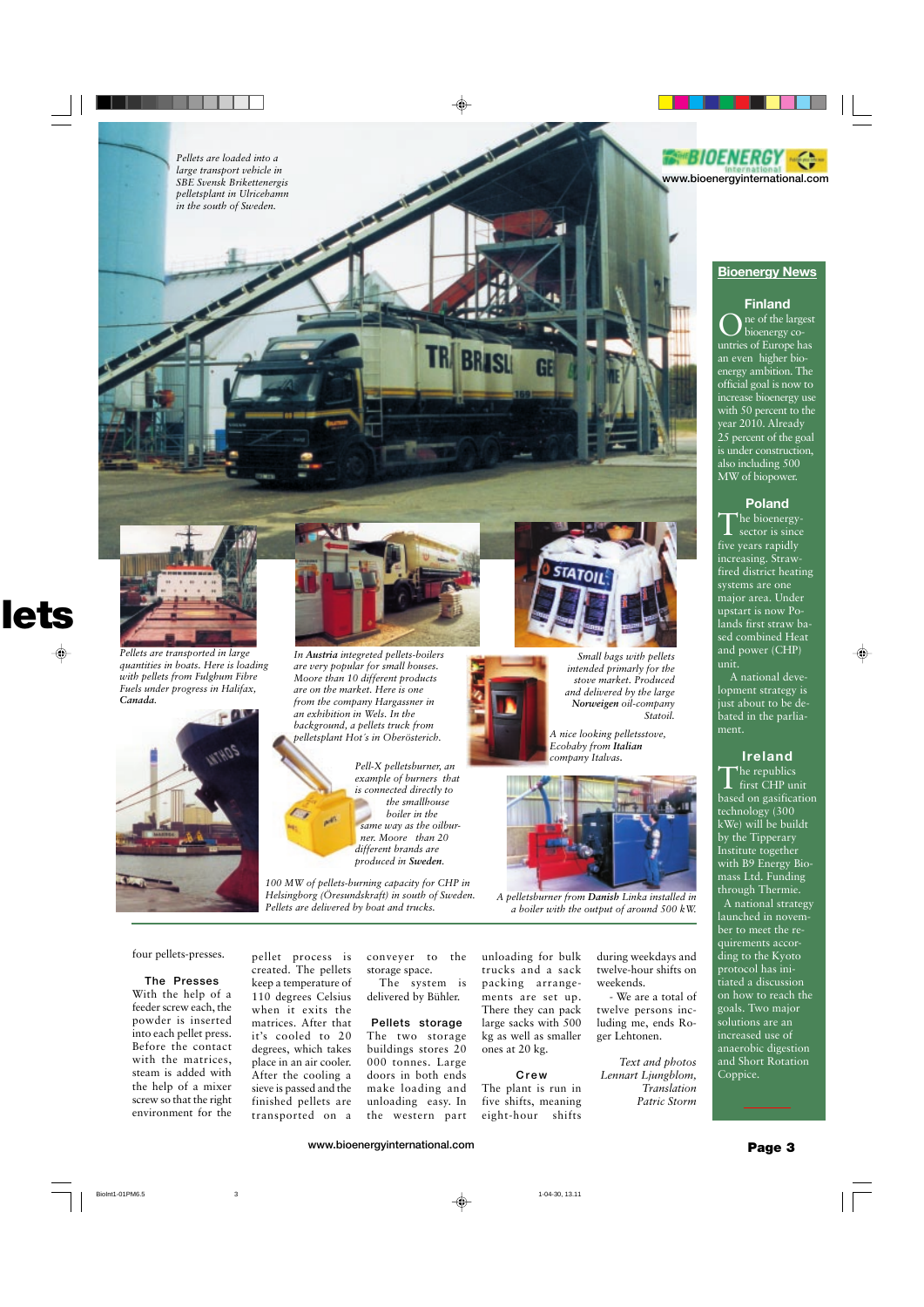*Pellets are loaded into a large transport vehicle in SBE Svensk Brikettenergis pelletsplant in Ulricehamn in the south of Sweden.*

*Pellets are transported in large quantities in boats. Here is loading with pellets from Fulghum Fibre Fuels under progress in Halifax,* ***Canada****.*

*In* ***Austria*** *integrated pellets-boilers are very popular for small houses. Moore than 10 different products are on the market. Here is one from the company Hargassner in an exhibition in Wels. In the background, a pellets truck from pelletsplant Hot´s in Oberösterich.*

*Small bags with pellets intended primarly for the stove market. Produced and delivered by the large* ***Norweigen*** *oil-company Statoil.*

*A nice looking pelletsstove, Ecobaby from* ***Italian*** *company Italvas.*

*Pell-X pelletsburner, an example of burners that is connected directly to the smallhouse boiler in the same way as the oilburner. Moore than 20 different brands are produced in* ***Sweden****.*

*100 MW of pellets-burning capacity for CHP in Helsingborg (Öresundskraft) in south of Sweden. Pellets are delivered by boat and trucks.*

*A pelletsburner from* ***Danish*** *Linka installed in a boiler with the output of around 500 kW.*

four pellets-presses.

### The Presses

With the help of a feeder screw each, the powder is inserted into each pellet press. Before the contact with the matrices, steam is added with the help of a mixer screw so that the right environment for the pellet process is created. The pellets keep a temperature of 110 degrees Celsius when it exits the matrices. After that it's cooled to 20 degrees, which takes place in an air cooler. After the cooling a sieve is passed and the finished pellets are transported on a conveyer to the storage space.

The system is delivered by Bühler.

### Pellets storage

The two storage buildings stores 20 000 tonnes. Large doors in both ends make loading and unloading easy. In the western part unloading for bulk trucks and a sack packing arrangements are set up. There they can pack large sacks with 500 kg as well as smaller ones at 20 kg.

### Crew

The plant is run in five shifts, meaning eight-hour shifts during weekdays and twelve-hour shifts on weekends.

- We are a total of twelve persons including me, ends Roger Lehtonen.

*Text and photos Lennart Ljungblom, Translation Patric Storm*

## Bioenergy News

### Finland

One of the largest bioenergy countries of Europe has an even higher bioenergy ambition. The official goal is now to increase bioenergy use with 50 percent to the year 2010. Already 25 percent of the goal is under construction, also including 500 MW of biopower.

### Poland

The bioenergy-sector is since five years rapidly increasing. Straw-fired district heating systems are one major area. Under upstart is now Polands first straw based combined Heat and power (CHP) unit.

A national development strategy is just about to be debated in the parliament.

### Ireland

The republics first CHP unit based on gasification technology (300 kWe) will be buildt by the Tipperary Institute together with B9 Energy Biomass Ltd. Funding through Thermie.

A national strategy launched in november to meet the requirements according to the Kyoto protocol has initiated a discussion on how to reach the goals. Two major solutions are an increased use of anaerobic digestion and Short Rotation Coppice.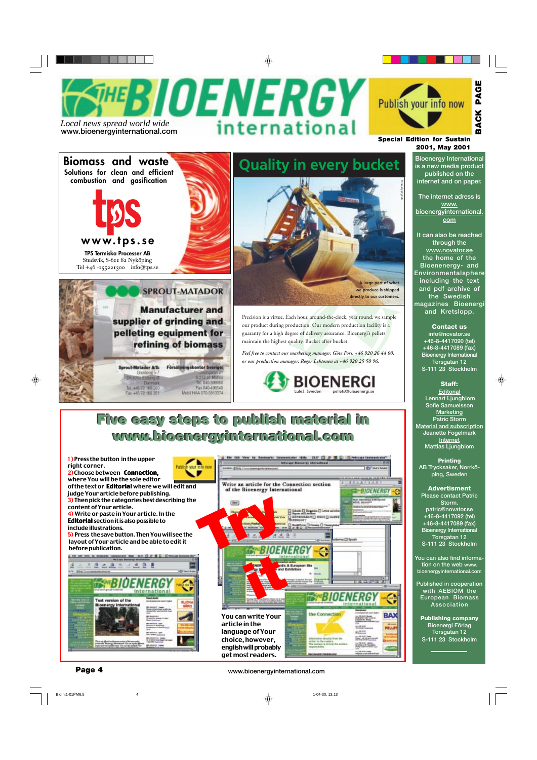# THE BIOENERGY international

*Local news spread world wide*
www.bioenergyinternational.com

Publish your info now

**BACK PAGE**

**Special Edition for Sustain 2001, May 2001**

## Biomass and waste

**Solutions for clean and efficient combustion and gasification**

tps

www.tps.se

**TPS Termiska Processer AB**
Studsvik, S-611 82 Nyköping
Tel +46 -155221300 info@tps.se

## SPROUT-MATADOR

**Manufacturer and supplier of grinding and pelleting equipment for refining of biomass**

**Sprout-Matador A/S:**
Glentevej 5-7
DK-6705 Esbjerg Ø
Denmark
Tel. +45 72 160 300
Fax +45 72 160 301

**Försäljningskontor Sverige:**
Gronegatan 21
S-212 31 Malmö
Tel. 040-598950
Fax 040-496540
Mobil HAA 070-5813374

## Quality in every bucket

A large part of what we produce is shipped directly to our customers.

Precision is a virtue. Each hour, around-the-clock, year round, we sample our product during production. Our modern production facility is a guarantee for a high degree of delivery assurance. Bioenergi's pellets maintain the highest quality. Bucket after bucket.

*Feel free to contact our marketing manager, Göte Fors, +46 920 26 44 00, or our production manager, Roger Lehtonen at +46 920 25 50 96.*

**BIOENERGI**
Luleå, Sweden pellets@luleaenergi.se

## Five easy steps to publish material in www.bioenergyinternational.com

1) Press the button in the upper right corner.
2) Choose between **Connection**, where You will be the sole editor of the text or **Editorial** where we will edit and judge Your article before publishing.
3) Then pick the categories best describing the content of Your article.
4) Write or paste in Your article. In the **Editorial** section it is also possible to include illustrations.
5) Press the save button. Then You will see the layout of Your article and be able to edit it before publication.

**Try it**

You can write Your article in the language of Your choice, however, english will probably get most readers.

---

Bioenergy International is a new media product published on the internet and on paper.

The internet adress is www.bioenergyinternational.com

It can also be reached through the www.novator.se the home of the Bioenenergy- and Environmentalsphere including the text and pdf archive of the Swedish magazines Bioenergi and Kretslopp.

**Contact us**
info@novator.se
+46-8-4417090 (tel)
+46-8-4417089 (fax)
Bioenergy International
Torsgatan 12
S-111 23 Stockholm

**Staff:**
Editorial
Lennart Ljungblom
Sofie Samuelsson
Marketing
Patric Storm
Material and subscription
Jeanette Fogelmark
Internet
Mattias Ljungblom

**Printing**
AB Trycksaker, Norrköping, Sweden

**Advertiment**
Please contact Patric Storm.
patric@novator.se
+46-8-4417092 (tel)
+46-8-4417089 (fax)
Bioenergy International
Torsgatan 12
S-111 23 Stockholm

You can also find information on the web www.bioenergyinternational.com

Published in cooperation with AEBIOM the European Biomass Association

**Publishing company**
Bioenergi Förlag
Torsgatan 12
S-111 23 Stockholm